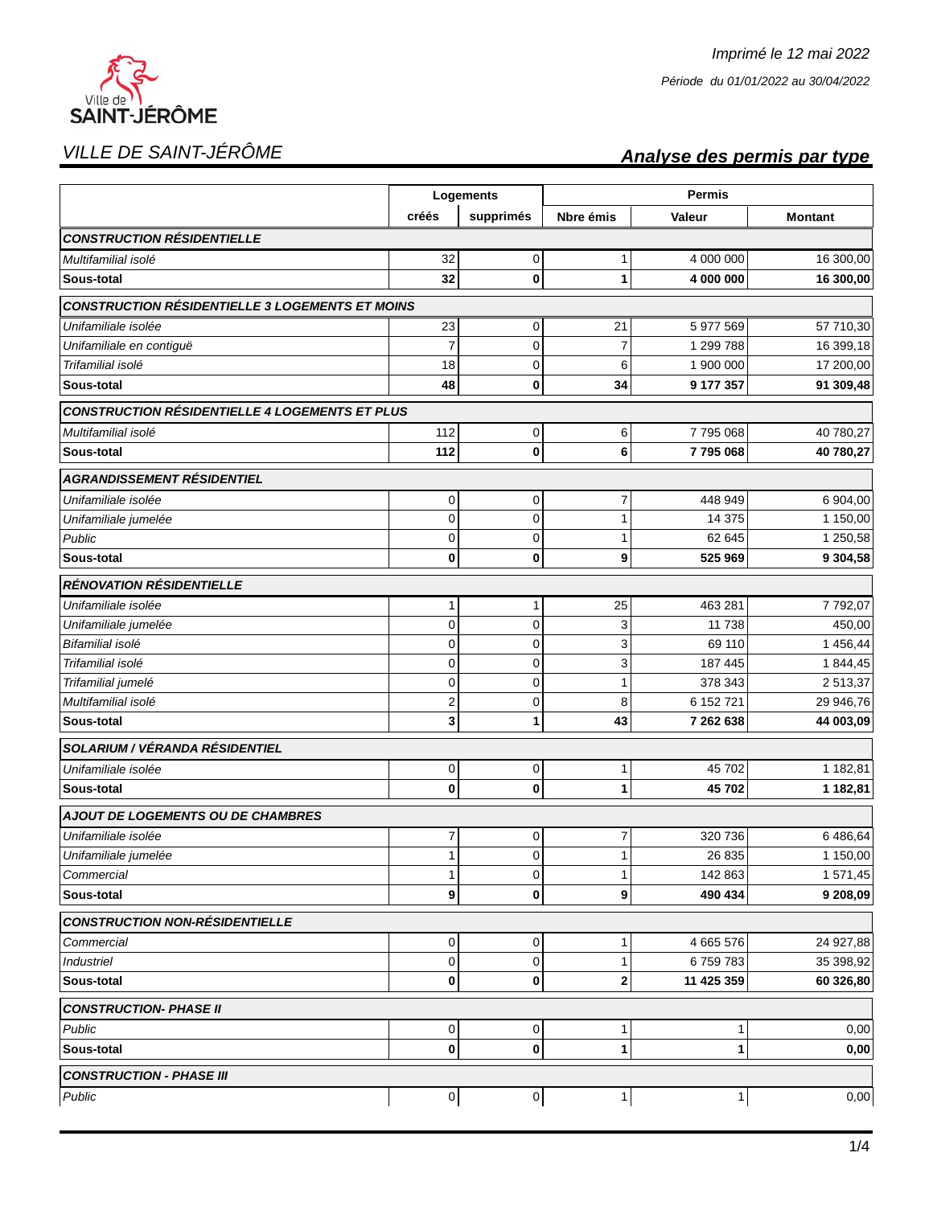Imprimé le 12 mai 2022

Période du 01/01/2022 au 30/04/2022

Ville de SAINT-JÉRÔME

*VILLE DE SAINT-JÉRÔME*

## *Analyse des permis par type*

| | Logements | | Permis | | |
|---|---|---|---|---|---|
| | **créés** | **supprimés** | **Nbre émis** | **Valeur** | **Montant** |
| ***CONSTRUCTION RÉSIDENTIELLE*** | | | | | |
| *Multifamilial isolé* | 32 | 0 | 1 | 4 000 000 | 16 300,00 |
| **Sous-total** | **32** | **0** | **1** | **4 000 000** | **16 300,00** |
| ***CONSTRUCTION RÉSIDENTIELLE 3 LOGEMENTS ET MOINS*** | | | | | |
| *Unifamiliale isolée* | 23 | 0 | 21 | 5 977 569 | 57 710,30 |
| *Unifamiliale en contiguë* | 7 | 0 | 7 | 1 299 788 | 16 399,18 |
| *Trifamilial isolé* | 18 | 0 | 6 | 1 900 000 | 17 200,00 |
| **Sous-total** | **48** | **0** | **34** | **9 177 357** | **91 309,48** |
| ***CONSTRUCTION RÉSIDENTIELLE 4 LOGEMENTS ET PLUS*** | | | | | |
| *Multifamilial isolé* | 112 | 0 | 6 | 7 795 068 | 40 780,27 |
| **Sous-total** | **112** | **0** | **6** | **7 795 068** | **40 780,27** |
| ***AGRANDISSEMENT RÉSIDENTIEL*** | | | | | |
| *Unifamiliale isolée* | 0 | 0 | 7 | 448 949 | 6 904,00 |
| *Unifamiliale jumelée* | 0 | 0 | 1 | 14 375 | 1 150,00 |
| *Public* | 0 | 0 | 1 | 62 645 | 1 250,58 |
| **Sous-total** | **0** | **0** | **9** | **525 969** | **9 304,58** |
| ***RÉNOVATION RÉSIDENTIELLE*** | | | | | |
| *Unifamiliale isolée* | 1 | 1 | 25 | 463 281 | 7 792,07 |
| *Unifamiliale jumelée* | 0 | 0 | 3 | 11 738 | 450,00 |
| *Bifamilial isolé* | 0 | 0 | 3 | 69 110 | 1 456,44 |
| *Trifamilial isolé* | 0 | 0 | 3 | 187 445 | 1 844,45 |
| *Trifamilial jumelé* | 0 | 0 | 1 | 378 343 | 2 513,37 |
| *Multifamilial isolé* | 2 | 0 | 8 | 6 152 721 | 29 946,76 |
| **Sous-total** | **3** | **1** | **43** | **7 262 638** | **44 003,09** |
| ***SOLARIUM / VÉRANDA RÉSIDENTIEL*** | | | | | |
| *Unifamiliale isolée* | 0 | 0 | 1 | 45 702 | 1 182,81 |
| **Sous-total** | **0** | **0** | **1** | **45 702** | **1 182,81** |
| ***AJOUT DE LOGEMENTS OU DE CHAMBRES*** | | | | | |
| *Unifamiliale isolée* | 7 | 0 | 7 | 320 736 | 6 486,64 |
| *Unifamiliale jumelée* | 1 | 0 | 1 | 26 835 | 1 150,00 |
| *Commercial* | 1 | 0 | 1 | 142 863 | 1 571,45 |
| **Sous-total** | **9** | **0** | **9** | **490 434** | **9 208,09** |
| ***CONSTRUCTION NON-RÉSIDENTIELLE*** | | | | | |
| *Commercial* | 0 | 0 | 1 | 4 665 576 | 24 927,88 |
| *Industriel* | 0 | 0 | 1 | 6 759 783 | 35 398,92 |
| **Sous-total** | **0** | **0** | **2** | **11 425 359** | **60 326,80** |
| ***CONSTRUCTION- PHASE II*** | | | | | |
| *Public* | 0 | 0 | 1 | 1 | 0,00 |
| **Sous-total** | **0** | **0** | **1** | **1** | **0,00** |
| ***CONSTRUCTION - PHASE III*** | | | | | |
| *Public* | 0 | 0 | 1 | 1 | 0,00 |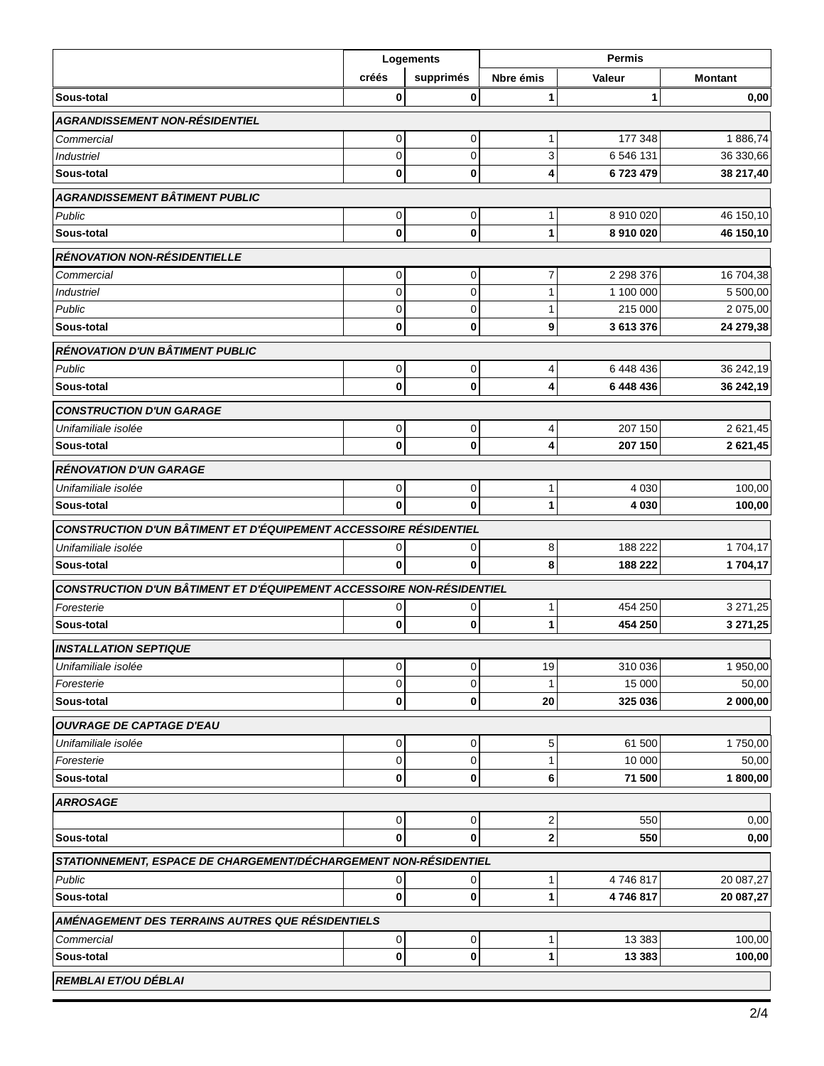| | Logements | | Permis | | |
|---|---|---|---|---|---|
| | créés | supprimés | Nbre émis | Valeur | Montant |
| **Sous-total** | **0** | **0** | **1** | **1** | **0,00** |
| ***AGRANDISSEMENT NON-RÉSIDENTIEL*** | | | | | |
| *Commercial* | 0 | 0 | 1 | 177 348 | 1 886,74 |
| *Industriel* | 0 | 0 | 3 | 6 546 131 | 36 330,66 |
| **Sous-total** | **0** | **0** | **4** | **6 723 479** | **38 217,40** |
| ***AGRANDISSEMENT BÂTIMENT PUBLIC*** | | | | | |
| *Public* | 0 | 0 | 1 | 8 910 020 | 46 150,10 |
| **Sous-total** | **0** | **0** | **1** | **8 910 020** | **46 150,10** |
| ***RÉNOVATION NON-RÉSIDENTIELLE*** | | | | | |
| *Commercial* | 0 | 0 | 7 | 2 298 376 | 16 704,38 |
| *Industriel* | 0 | 0 | 1 | 1 100 000 | 5 500,00 |
| *Public* | 0 | 0 | 1 | 215 000 | 2 075,00 |
| **Sous-total** | **0** | **0** | **9** | **3 613 376** | **24 279,38** |
| ***RÉNOVATION D'UN BÂTIMENT PUBLIC*** | | | | | |
| *Public* | 0 | 0 | 4 | 6 448 436 | 36 242,19 |
| **Sous-total** | **0** | **0** | **4** | **6 448 436** | **36 242,19** |
| ***CONSTRUCTION D'UN GARAGE*** | | | | | |
| *Unifamiliale isolée* | 0 | 0 | 4 | 207 150 | 2 621,45 |
| **Sous-total** | **0** | **0** | **4** | **207 150** | **2 621,45** |
| ***RÉNOVATION D'UN GARAGE*** | | | | | |
| *Unifamiliale isolée* | 0 | 0 | 1 | 4 030 | 100,00 |
| **Sous-total** | **0** | **0** | **1** | **4 030** | **100,00** |
| ***CONSTRUCTION D'UN BÂTIMENT ET D'ÉQUIPEMENT ACCESSOIRE RÉSIDENTIEL*** | | | | | |
| *Unifamiliale isolée* | 0 | 0 | 8 | 188 222 | 1 704,17 |
| **Sous-total** | **0** | **0** | **8** | **188 222** | **1 704,17** |
| ***CONSTRUCTION D'UN BÂTIMENT ET D'ÉQUIPEMENT ACCESSOIRE NON-RÉSIDENTIEL*** | | | | | |
| *Foresterie* | 0 | 0 | 1 | 454 250 | 3 271,25 |
| **Sous-total** | **0** | **0** | **1** | **454 250** | **3 271,25** |
| ***INSTALLATION SEPTIQUE*** | | | | | |
| *Unifamiliale isolée* | 0 | 0 | 19 | 310 036 | 1 950,00 |
| *Foresterie* | 0 | 0 | 1 | 15 000 | 50,00 |
| **Sous-total** | **0** | **0** | **20** | **325 036** | **2 000,00** |
| ***OUVRAGE DE CAPTAGE D'EAU*** | | | | | |
| *Unifamiliale isolée* | 0 | 0 | 5 | 61 500 | 1 750,00 |
| *Foresterie* | 0 | 0 | 1 | 10 000 | 50,00 |
| **Sous-total** | **0** | **0** | **6** | **71 500** | **1 800,00** |
| ***ARROSAGE*** | | | | | |
| | 0 | 0 | 2 | 550 | 0,00 |
| **Sous-total** | **0** | **0** | **2** | **550** | **0,00** |
| ***STATIONNEMENT, ESPACE DE CHARGEMENT/DÉCHARGEMENT NON-RÉSIDENTIEL*** | | | | | |
| *Public* | 0 | 0 | 1 | 4 746 817 | 20 087,27 |
| **Sous-total** | **0** | **0** | **1** | **4 746 817** | **20 087,27** |
| ***AMÉNAGEMENT DES TERRAINS AUTRES QUE RÉSIDENTIELS*** | | | | | |
| *Commercial* | 0 | 0 | 1 | 13 383 | 100,00 |
| **Sous-total** | **0** | **0** | **1** | **13 383** | **100,00** |
| ***REMBLAI ET/OU DÉBLAI*** | | | | | |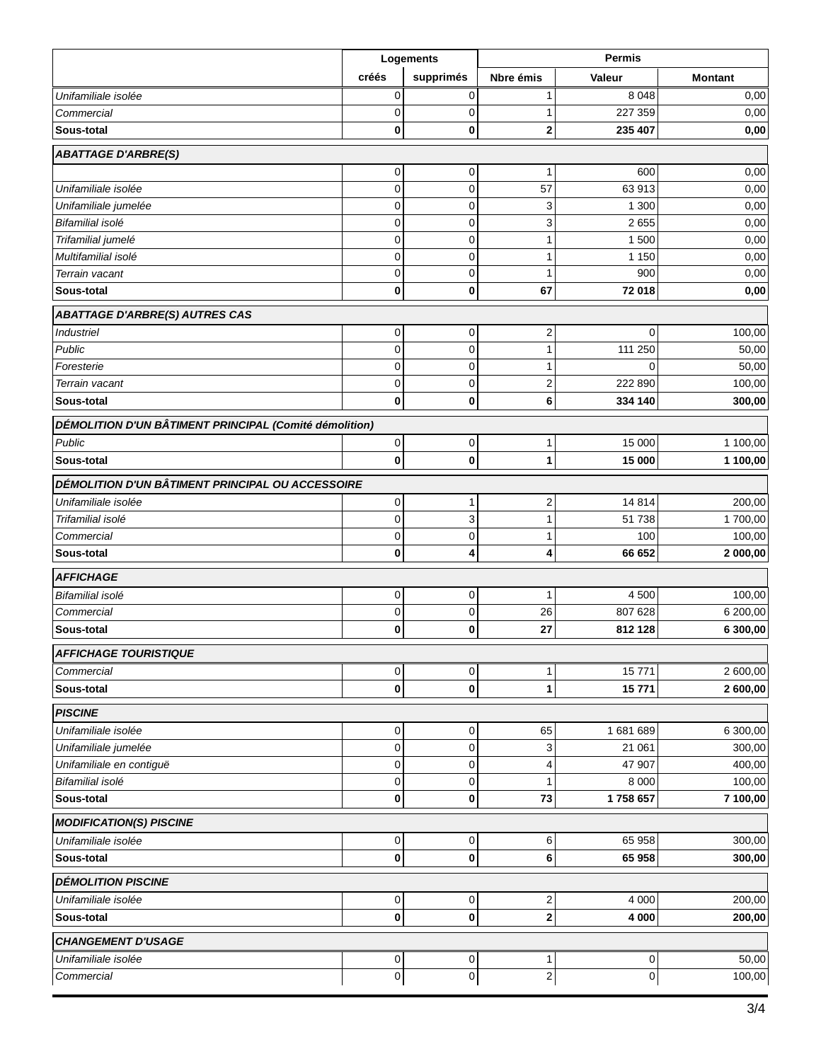| | Logements | | Permis | | |
|---|---|---|---|---|---|
| | créés | supprimés | Nbre émis | Valeur | Montant |
| *Unifamiliale isolée* | 0 | 0 | 1 | 8 048 | 0,00 |
| *Commercial* | 0 | 0 | 1 | 227 359 | 0,00 |
| **Sous-total** | **0** | **0** | **2** | **235 407** | **0,00** |
| ***ABATTAGE D'ARBRE(S)*** | | | | | |
| | 0 | 0 | 1 | 600 | 0,00 |
| *Unifamiliale isolée* | 0 | 0 | 57 | 63 913 | 0,00 |
| *Unifamiliale jumelée* | 0 | 0 | 3 | 1 300 | 0,00 |
| *Bifamilial isolé* | 0 | 0 | 3 | 2 655 | 0,00 |
| *Trifamilial jumelé* | 0 | 0 | 1 | 1 500 | 0,00 |
| *Multifamilial isolé* | 0 | 0 | 1 | 1 150 | 0,00 |
| *Terrain vacant* | 0 | 0 | 1 | 900 | 0,00 |
| **Sous-total** | **0** | **0** | **67** | **72 018** | **0,00** |
| ***ABATTAGE D'ARBRE(S) AUTRES CAS*** | | | | | |
| *Industriel* | 0 | 0 | 2 | 0 | 100,00 |
| *Public* | 0 | 0 | 1 | 111 250 | 50,00 |
| *Foresterie* | 0 | 0 | 1 | 0 | 50,00 |
| *Terrain vacant* | 0 | 0 | 2 | 222 890 | 100,00 |
| **Sous-total** | **0** | **0** | **6** | **334 140** | **300,00** |
| ***DÉMOLITION D'UN BÂTIMENT PRINCIPAL (Comité démolition)*** | | | | | |
| *Public* | 0 | 0 | 1 | 15 000 | 1 100,00 |
| **Sous-total** | **0** | **0** | **1** | **15 000** | **1 100,00** |
| ***DÉMOLITION D'UN BÂTIMENT PRINCIPAL OU ACCESSOIRE*** | | | | | |
| *Unifamiliale isolée* | 0 | 1 | 2 | 14 814 | 200,00 |
| *Trifamilial isolé* | 0 | 3 | 1 | 51 738 | 1 700,00 |
| *Commercial* | 0 | 0 | 1 | 100 | 100,00 |
| **Sous-total** | **0** | **4** | **4** | **66 652** | **2 000,00** |
| ***AFFICHAGE*** | | | | | |
| *Bifamilial isolé* | 0 | 0 | 1 | 4 500 | 100,00 |
| *Commercial* | 0 | 0 | 26 | 807 628 | 6 200,00 |
| **Sous-total** | **0** | **0** | **27** | **812 128** | **6 300,00** |
| ***AFFICHAGE TOURISTIQUE*** | | | | | |
| *Commercial* | 0 | 0 | 1 | 15 771 | 2 600,00 |
| **Sous-total** | **0** | **0** | **1** | **15 771** | **2 600,00** |
| ***PISCINE*** | | | | | |
| *Unifamiliale isolée* | 0 | 0 | 65 | 1 681 689 | 6 300,00 |
| *Unifamiliale jumelée* | 0 | 0 | 3 | 21 061 | 300,00 |
| *Unifamiliale en contiguë* | 0 | 0 | 4 | 47 907 | 400,00 |
| *Bifamilial isolé* | 0 | 0 | 1 | 8 000 | 100,00 |
| **Sous-total** | **0** | **0** | **73** | **1 758 657** | **7 100,00** |
| ***MODIFICATION(S) PISCINE*** | | | | | |
| *Unifamiliale isolée* | 0 | 0 | 6 | 65 958 | 300,00 |
| **Sous-total** | **0** | **0** | **6** | **65 958** | **300,00** |
| ***DÉMOLITION PISCINE*** | | | | | |
| *Unifamiliale isolée* | 0 | 0 | 2 | 4 000 | 200,00 |
| **Sous-total** | **0** | **0** | **2** | **4 000** | **200,00** |
| ***CHANGEMENT D'USAGE*** | | | | | |
| *Unifamiliale isolée* | 0 | 0 | 1 | 0 | 50,00 |
| *Commercial* | 0 | 0 | 2 | 0 | 100,00 |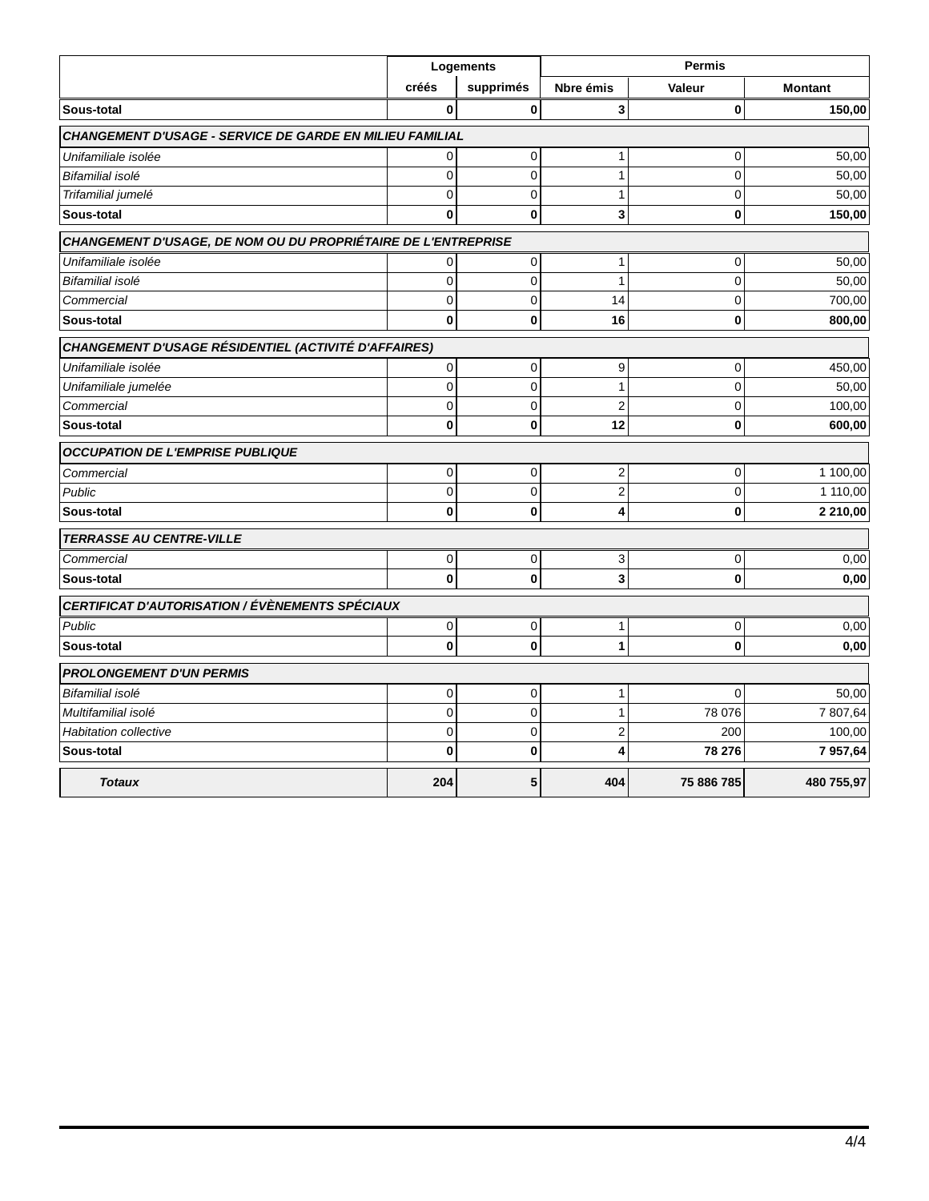| | Logements | | Permis | | |
|---|---|---|---|---|---|
| | créés | supprimés | Nbre émis | Valeur | Montant |
| **Sous-total** | **0** | **0** | **3** | **0** | **150,00** |
| ***CHANGEMENT D'USAGE - SERVICE DE GARDE EN MILIEU FAMILIAL*** | | | | | |
| *Unifamiliale isolée* | 0 | 0 | 1 | 0 | 50,00 |
| *Bifamilial isolé* | 0 | 0 | 1 | 0 | 50,00 |
| *Trifamilial jumelé* | 0 | 0 | 1 | 0 | 50,00 |
| **Sous-total** | **0** | **0** | **3** | **0** | **150,00** |
| ***CHANGEMENT D'USAGE, DE NOM OU DU PROPRIÉTAIRE DE L'ENTREPRISE*** | | | | | |
| *Unifamiliale isolée* | 0 | 0 | 1 | 0 | 50,00 |
| *Bifamilial isolé* | 0 | 0 | 1 | 0 | 50,00 |
| *Commercial* | 0 | 0 | 14 | 0 | 700,00 |
| **Sous-total** | **0** | **0** | **16** | **0** | **800,00** |
| ***CHANGEMENT D'USAGE RÉSIDENTIEL (ACTIVITÉ D'AFFAIRES)*** | | | | | |
| *Unifamiliale isolée* | 0 | 0 | 9 | 0 | 450,00 |
| *Unifamiliale jumelée* | 0 | 0 | 1 | 0 | 50,00 |
| *Commercial* | 0 | 0 | 2 | 0 | 100,00 |
| **Sous-total** | **0** | **0** | **12** | **0** | **600,00** |
| ***OCCUPATION DE L'EMPRISE PUBLIQUE*** | | | | | |
| *Commercial* | 0 | 0 | 2 | 0 | 1 100,00 |
| *Public* | 0 | 0 | 2 | 0 | 1 110,00 |
| **Sous-total** | **0** | **0** | **4** | **0** | **2 210,00** |
| ***TERRASSE AU CENTRE-VILLE*** | | | | | |
| *Commercial* | 0 | 0 | 3 | 0 | 0,00 |
| **Sous-total** | **0** | **0** | **3** | **0** | **0,00** |
| ***CERTIFICAT D'AUTORISATION / ÉVÈNEMENTS SPÉCIAUX*** | | | | | |
| *Public* | 0 | 0 | 1 | 0 | 0,00 |
| **Sous-total** | **0** | **0** | **1** | **0** | **0,00** |
| ***PROLONGEMENT D'UN PERMIS*** | | | | | |
| *Bifamilial isolé* | 0 | 0 | 1 | 0 | 50,00 |
| *Multifamilial isolé* | 0 | 0 | 1 | 78 076 | 7 807,64 |
| *Habitation collective* | 0 | 0 | 2 | 200 | 100,00 |
| **Sous-total** | **0** | **0** | **4** | **78 276** | **7 957,64** |
| ***Totaux*** | **204** | **5** | **404** | **75 886 785** | **480 755,97** |